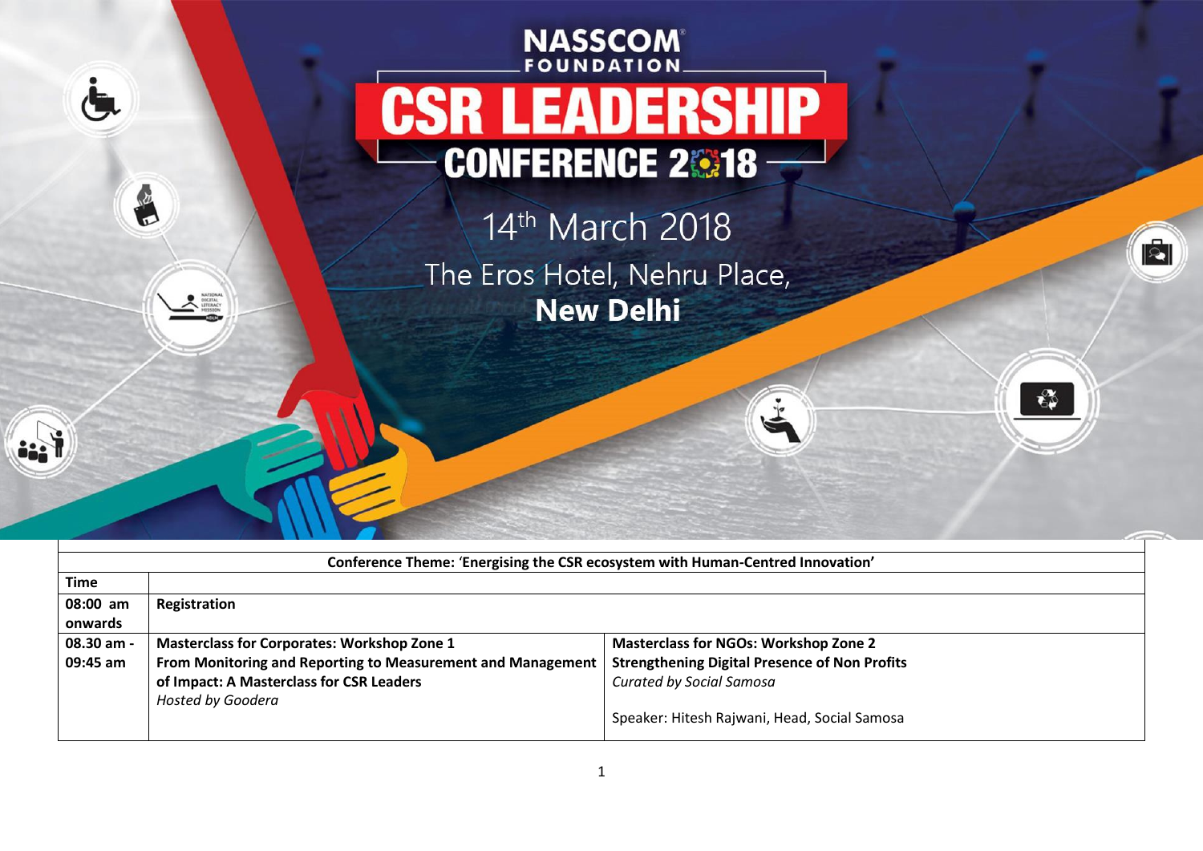# NASSCOM FOUNDATION

# CSR LEADERSHIP CONFERENCE 2018

14th March 2018

The Eros Hotel, Nehru Place,

**New Delhi**

| **Conference Theme: 'Energising the CSR ecosystem with Human-Centred Innovation'** | | |
|---|---|---|
| **Time** | | |
| **08:00 am onwards** | **Registration** | |
| **08.30 am - 09:45 am** | **Masterclass for Corporates: Workshop Zone 1**<br>**From Monitoring and Reporting to Measurement and Management of Impact: A Masterclass for CSR Leaders**<br>*Hosted by Goodera* | **Masterclass for NGOs: Workshop Zone 2**<br>**Strengthening Digital Presence of Non Profits**<br>*Curated by Social Samosa*<br><br>Speaker: Hitesh Rajwani, Head, Social Samosa |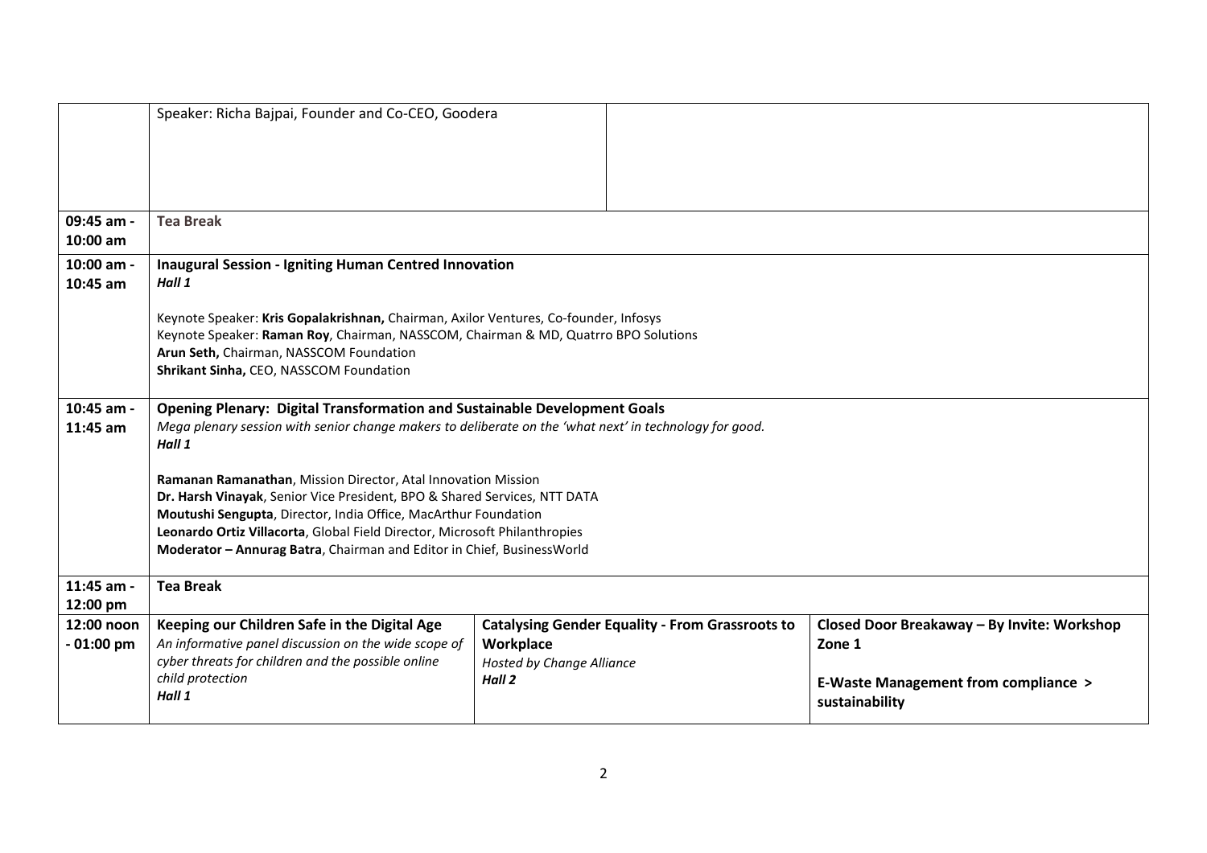| | | | |
|---|---|---|---|
| | Speaker: Richa Bajpai, Founder and Co-CEO, Goodera | | |
| 09:45 am - 10:00 am | **Tea Break** | | |
| 10:00 am - 10:45 am | **Inaugural Session - Igniting Human Centred Innovation**<br>***Hall 1***<br><br>Keynote Speaker: **Kris Gopalakrishnan,** Chairman, Axilor Ventures, Co-founder, Infosys<br>Keynote Speaker: **Raman Roy**, Chairman, NASSCOM, Chairman & MD, Quatrro BPO Solutions<br>**Arun Seth,** Chairman, NASSCOM Foundation<br>**Shrikant Sinha,** CEO, NASSCOM Foundation | | |
| 10:45 am - 11:45 am | **Opening Plenary: Digital Transformation and Sustainable Development Goals**<br>*Mega plenary session with senior change makers to deliberate on the 'what next' in technology for good.*<br>***Hall 1***<br><br>**Ramanan Ramanathan**, Mission Director, Atal Innovation Mission<br>**Dr. Harsh Vinayak**, Senior Vice President, BPO & Shared Services, NTT DATA<br>**Moutushi Sengupta**, Director, India Office, MacArthur Foundation<br>**Leonardo Ortiz Villacorta**, Global Field Director, Microsoft Philanthropies<br>**Moderator – Annurag Batra**, Chairman and Editor in Chief, BusinessWorld | | |
| 11:45 am - 12:00 pm | **Tea Break** | | |
| 12:00 noon - 01:00 pm | **Keeping our Children Safe in the Digital Age**<br>*An informative panel discussion on the wide scope of cyber threats for children and the possible online child protection*<br>***Hall 1*** | **Catalysing Gender Equality - From Grassroots to Workplace**<br>*Hosted by Change Alliance*<br>***Hall 2*** | **Closed Door Breakaway – By Invite: Workshop**<br>**Zone 1**<br><br>**E-Waste Management from compliance > sustainability** |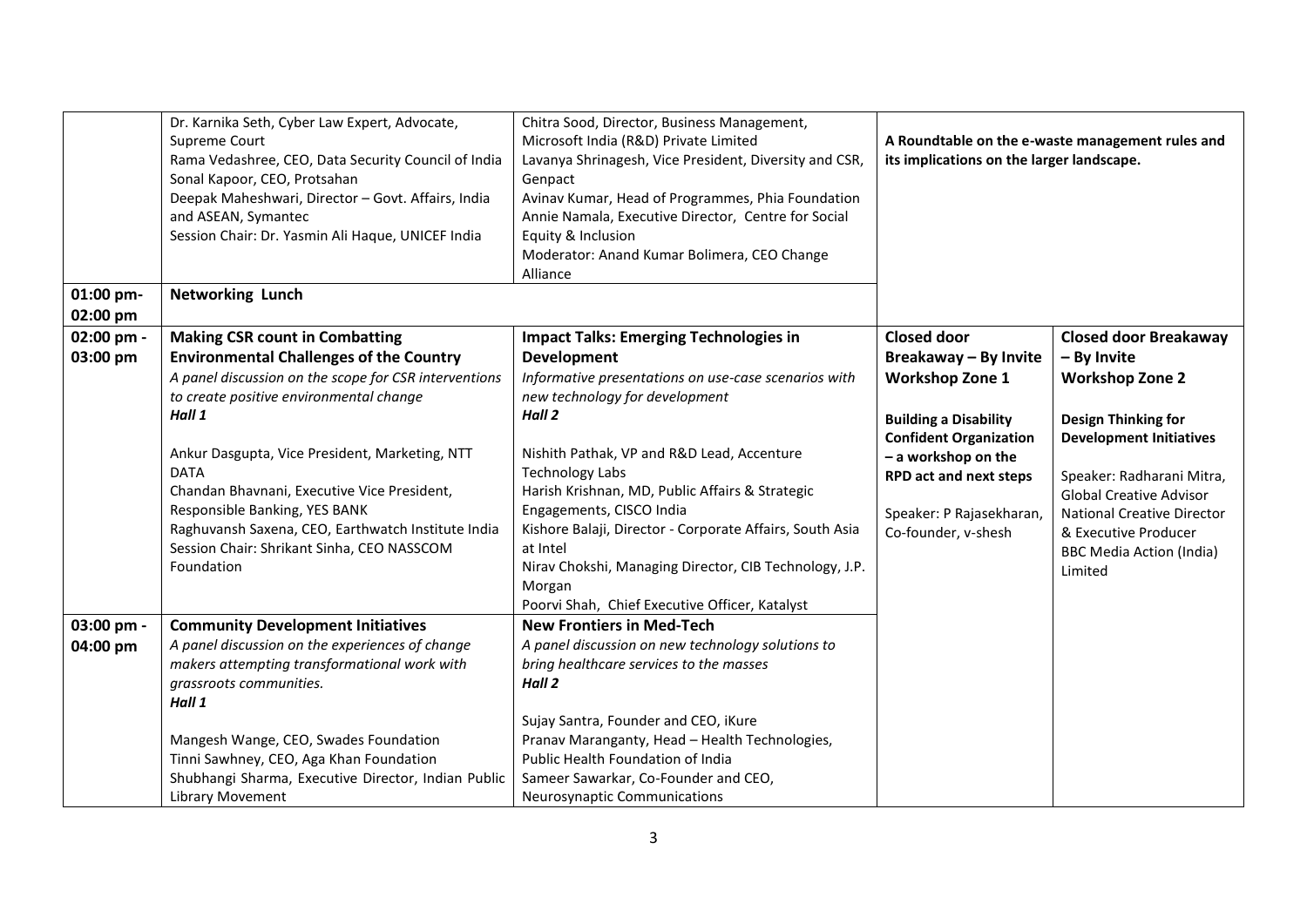| | | | | |
|---|---|---|---|---|
| | Dr. Karnika Seth, Cyber Law Expert, Advocate, Supreme Court<br>Rama Vedashree, CEO, Data Security Council of India<br>Sonal Kapoor, CEO, Protsahan<br>Deepak Maheshwari, Director – Govt. Affairs, India and ASEAN, Symantec<br>Session Chair: Dr. Yasmin Ali Haque, UNICEF India | Chitra Sood, Director, Business Management, Microsoft India (R&D) Private Limited<br>Lavanya Shrinagesh, Vice President, Diversity and CSR, Genpact<br>Avinav Kumar, Head of Programmes, Phia Foundation<br>Annie Namala, Executive Director, Centre for Social Equity & Inclusion<br>Moderator: Anand Kumar Bolimera, CEO Change Alliance | **A Roundtable on the e-waste management rules and its implications on the larger landscape.** | |
| 01:00 pm-02:00 pm | **Networking Lunch** | | | |
| 02:00 pm - 03:00 pm | **Making CSR count in Combatting Environmental Challenges of the Country**<br>*A panel discussion on the scope for CSR interventions to create positive environmental change*<br>***Hall 1***<br><br>Ankur Dasgupta, Vice President, Marketing, NTT DATA<br>Chandan Bhavnani, Executive Vice President, Responsible Banking, YES BANK<br>Raghuvansh Saxena, CEO, Earthwatch Institute India<br>Session Chair: Shrikant Sinha, CEO NASSCOM Foundation | **Impact Talks: Emerging Technologies in Development**<br>*Informative presentations on use-case scenarios with new technology for development*<br>***Hall 2***<br><br>Nishith Pathak, VP and R&D Lead, Accenture Technology Labs<br>Harish Krishnan, MD, Public Affairs & Strategic Engagements, CISCO India<br>Kishore Balaji, Director - Corporate Affairs, South Asia at Intel<br>Nirav Chokshi, Managing Director, CIB Technology, J.P. Morgan<br>Poorvi Shah, Chief Executive Officer, Katalyst | **Closed door Breakaway – By Invite Workshop Zone 1**<br><br>**Building a Disability Confident Organization – a workshop on the RPD act and next steps**<br><br>Speaker: P Rajasekharan, Co-founder, v-shesh | **Closed door Breakaway – By Invite Workshop Zone 2**<br><br>**Design Thinking for Development Initiatives**<br><br>Speaker: Radharani Mitra, Global Creative Advisor National Creative Director & Executive Producer BBC Media Action (India) Limited |
| 03:00 pm - 04:00 pm | **Community Development Initiatives**<br>*A panel discussion on the experiences of change makers attempting transformational work with grassroots communities.*<br>***Hall 1***<br><br>Mangesh Wange, CEO, Swades Foundation<br>Tinni Sawhney, CEO, Aga Khan Foundation<br>Shubhangi Sharma, Executive Director, Indian Public Library Movement | **New Frontiers in Med-Tech**<br>*A panel discussion on new technology solutions to bring healthcare services to the masses*<br>***Hall 2***<br><br>Sujay Santra, Founder and CEO, iKure<br>Pranav Maranganty, Head – Health Technologies, Public Health Foundation of India<br>Sameer Sawarkar, Co-Founder and CEO, Neurosynaptic Communications | | |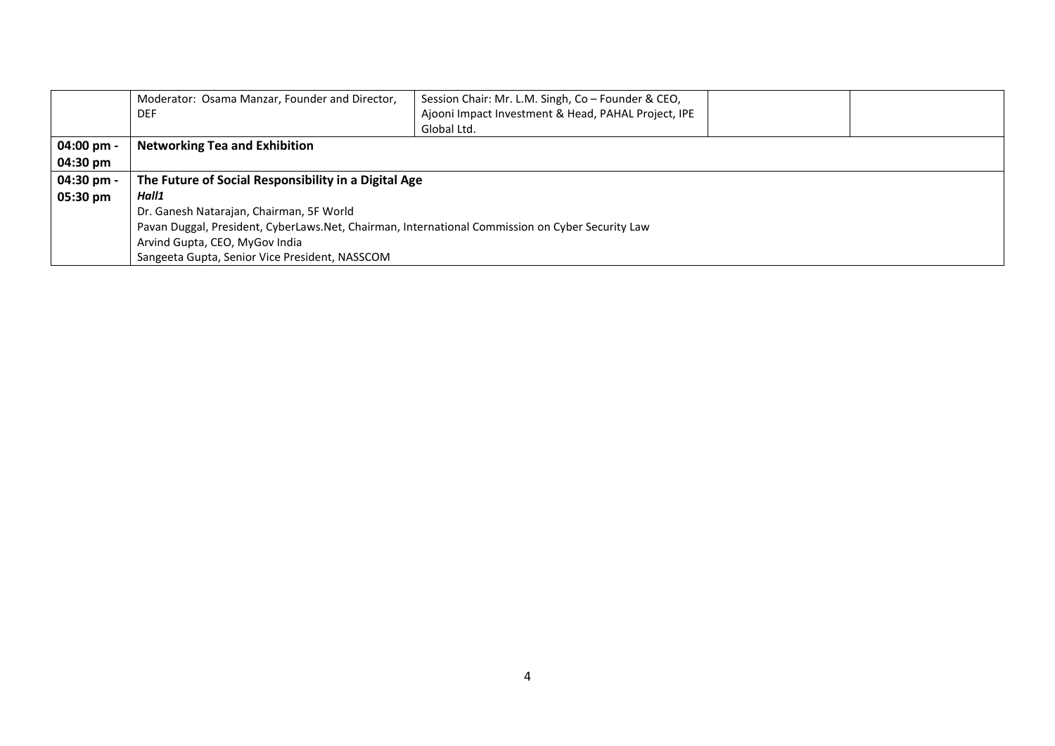| | | | | |
|---|---|---|---|---|
| | Moderator: Osama Manzar, Founder and Director, DEF | Session Chair: Mr. L.M. Singh, Co – Founder & CEO, Ajooni Impact Investment & Head, PAHAL Project, IPE Global Ltd. | | |
| **04:00 pm - 04:30 pm** | **Networking Tea and Exhibition** | | | |
| **04:30 pm - 05:30 pm** | **The Future of Social Responsibility in a Digital Age**<br>***Hall1***<br>Dr. Ganesh Natarajan, Chairman, 5F World<br>Pavan Duggal, President, CyberLaws.Net, Chairman, International Commission on Cyber Security Law<br>Arvind Gupta, CEO, MyGov India<br>Sangeeta Gupta, Senior Vice President, NASSCOM | | | |